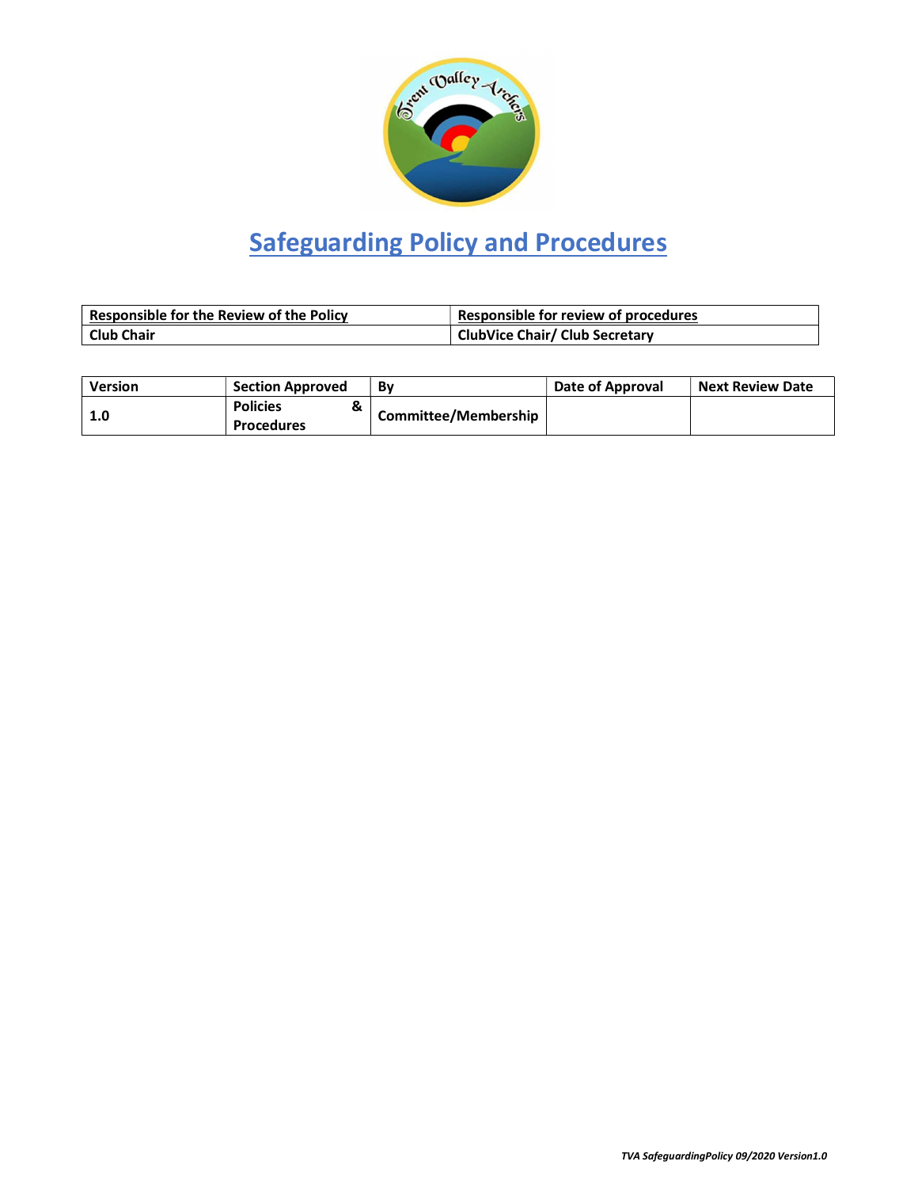# Safeguarding Policy and Procedures

| Responsible for the Review of the Policy | Responsible for review of procedures |
|---|---|
| Club Chair | ClubVice Chair/ Club Secretary |

| Version | Section Approved | By | Date of Approval | Next Review Date |
|---|---|---|---|---|
| 1.0 | Policies & Procedures | Committee/Membership | | |

*TVA SafeguardingPolicy 09/2020 Version1.0*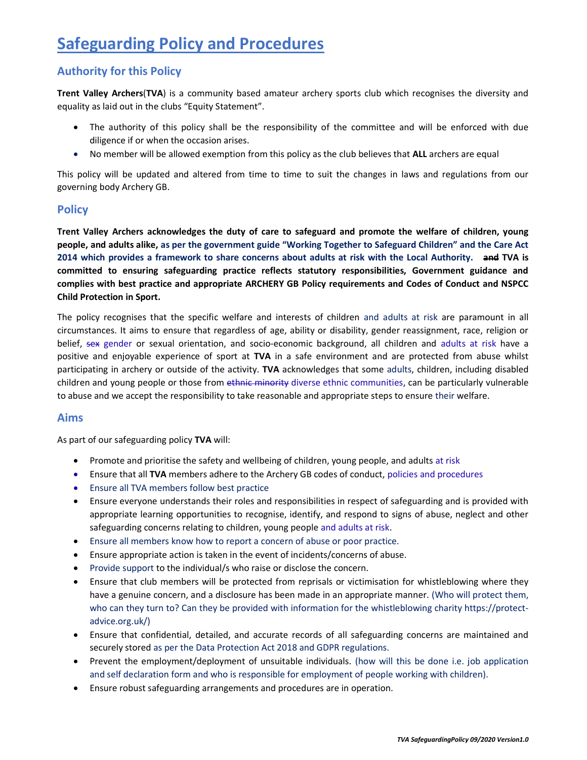# Safeguarding Policy and Procedures

## Authority for this Policy

**Trent Valley Archers**(**TVA**) is a community based amateur archery sports club which recognises the diversity and equality as laid out in the clubs "Equity Statement".

- The authority of this policy shall be the responsibility of the committee and will be enforced with due diligence if or when the occasion arises.
- No member will be allowed exemption from this policy as the club believes that **ALL** archers are equal

This policy will be updated and altered from time to time to suit the changes in laws and regulations from our governing body Archery GB.

## Policy

**Trent Valley Archers acknowledges the duty of care to safeguard and promote the welfare of children, young people, and adults alike, as per the government guide "Working Together to Safeguard Children" and the Care Act 2014 which provides a framework to share concerns about adults at risk with the Local Authority. ~~and~~ TVA is committed to ensuring safeguarding practice reflects statutory responsibilities, Government guidance and complies with best practice and appropriate ARCHERY GB Policy requirements and Codes of Conduct and NSPCC Child Protection in Sport.**

The policy recognises that the specific welfare and interests of children and adults at risk are paramount in all circumstances. It aims to ensure that regardless of age, ability or disability, gender reassignment, race, religion or belief, ~~sex~~ gender or sexual orientation, and socio-economic background, all children and adults at risk have a positive and enjoyable experience of sport at **TVA** in a safe environment and are protected from abuse whilst participating in archery or outside of the activity. **TVA** acknowledges that some adults, children, including disabled children and young people or those from ~~ethnic minority~~ diverse ethnic communities, can be particularly vulnerable to abuse and we accept the responsibility to take reasonable and appropriate steps to ensure their welfare.

## Aims

As part of our safeguarding policy **TVA** will:

- Promote and prioritise the safety and wellbeing of children, young people, and adults at risk
- Ensure that all **TVA** members adhere to the Archery GB codes of conduct, policies and procedures
- Ensure all TVA members follow best practice
- Ensure everyone understands their roles and responsibilities in respect of safeguarding and is provided with appropriate learning opportunities to recognise, identify, and respond to signs of abuse, neglect and other safeguarding concerns relating to children, young people and adults at risk.
- Ensure all members know how to report a concern of abuse or poor practice.
- Ensure appropriate action is taken in the event of incidents/concerns of abuse.
- Provide support to the individual/s who raise or disclose the concern.
- Ensure that club members will be protected from reprisals or victimisation for whistleblowing where they have a genuine concern, and a disclosure has been made in an appropriate manner. (Who will protect them, who can they turn to? Can they be provided with information for the whistleblowing charity https://protect-advice.org.uk/)
- Ensure that confidential, detailed, and accurate records of all safeguarding concerns are maintained and securely stored as per the Data Protection Act 2018 and GDPR regulations.
- Prevent the employment/deployment of unsuitable individuals. (how will this be done i.e. job application and self declaration form and who is responsible for employment of people working with children).
- Ensure robust safeguarding arrangements and procedures are in operation.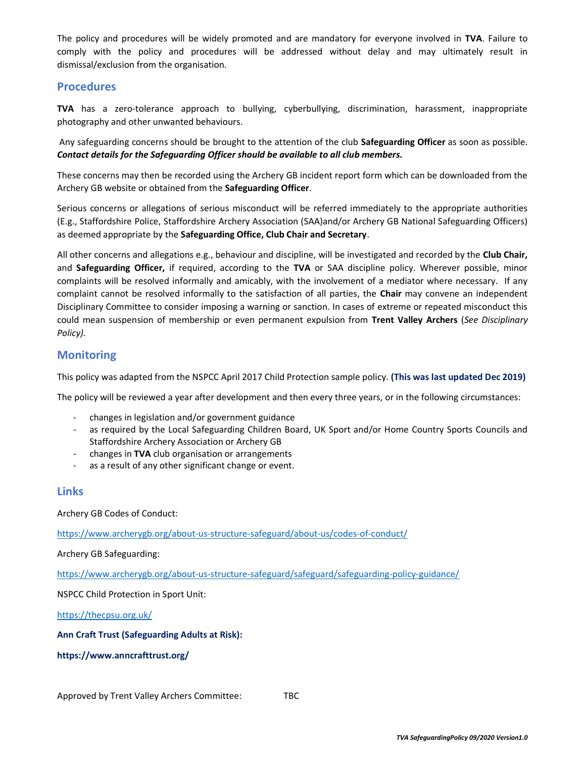The policy and procedures will be widely promoted and are mandatory for everyone involved in **TVA**. Failure to comply with the policy and procedures will be addressed without delay and may ultimately result in dismissal/exclusion from the organisation.

## Procedures

**TVA** has a zero-tolerance approach to bullying, cyberbullying, discrimination, harassment, inappropriate photography and other unwanted behaviours.

Any safeguarding concerns should be brought to the attention of the club **Safeguarding Officer** as soon as possible. ***Contact details for the Safeguarding Officer should be available to all club members.***

These concerns may then be recorded using the Archery GB incident report form which can be downloaded from the Archery GB website or obtained from the **Safeguarding Officer**.

Serious concerns or allegations of serious misconduct will be referred immediately to the appropriate authorities (E.g., Staffordshire Police, Staffordshire Archery Association (SAA)and/or Archery GB National Safeguarding Officers) as deemed appropriate by the **Safeguarding Office, Club Chair and Secretary**.

All other concerns and allegations e.g., behaviour and discipline, will be investigated and recorded by the **Club Chair,** and **Safeguarding Officer,** if required, according to the **TVA** or SAA discipline policy. Wherever possible, minor complaints will be resolved informally and amicably, with the involvement of a mediator where necessary. If any complaint cannot be resolved informally to the satisfaction of all parties, the **Chair** may convene an independent Disciplinary Committee to consider imposing a warning or sanction. In cases of extreme or repeated misconduct this could mean suspension of membership or even permanent expulsion from **Trent Valley Archers** (*See Disciplinary Policy).*

## Monitoring

This policy was adapted from the NSPCC April 2017 Child Protection sample policy. **(This was last updated Dec 2019)**

The policy will be reviewed a year after development and then every three years, or in the following circumstances:

- changes in legislation and/or government guidance
- as required by the Local Safeguarding Children Board, UK Sport and/or Home Country Sports Councils and Staffordshire Archery Association or Archery GB
- changes in **TVA** club organisation or arrangements
- as a result of any other significant change or event.

## Links

Archery GB Codes of Conduct:

https://www.archerygb.org/about-us-structure-safeguard/about-us/codes-of-conduct/

Archery GB Safeguarding:

https://www.archerygb.org/about-us-structure-safeguard/safeguard/safeguarding-policy-guidance/

NSPCC Child Protection in Sport Unit:

https://thecpsu.org.uk/

**Ann Craft Trust (Safeguarding Adults at Risk):**

**https://www.anncrafttrust.org/**

Approved by Trent Valley Archers Committee: TBC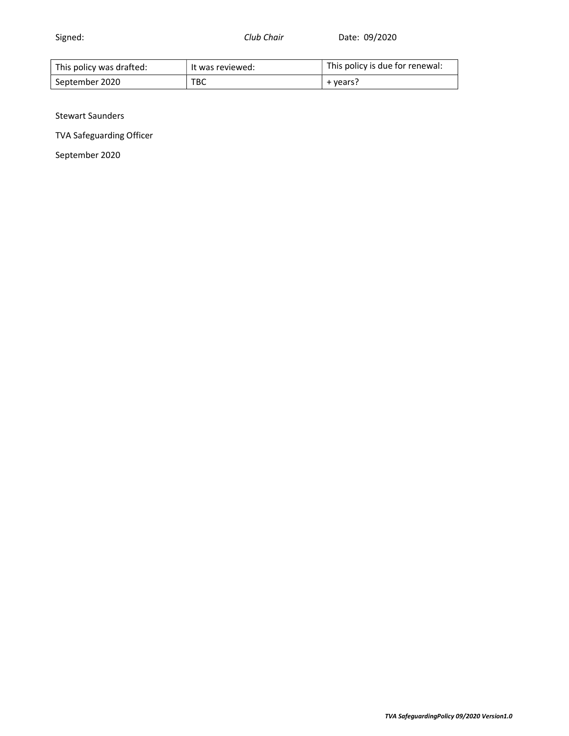Signed: *Club Chair* Date: 09/2020

| This policy was drafted: | It was reviewed: | This policy is due for renewal: |
|---|---|---|
| September 2020 | TBC | + years? |

Stewart Saunders

TVA Safeguarding Officer

September 2020